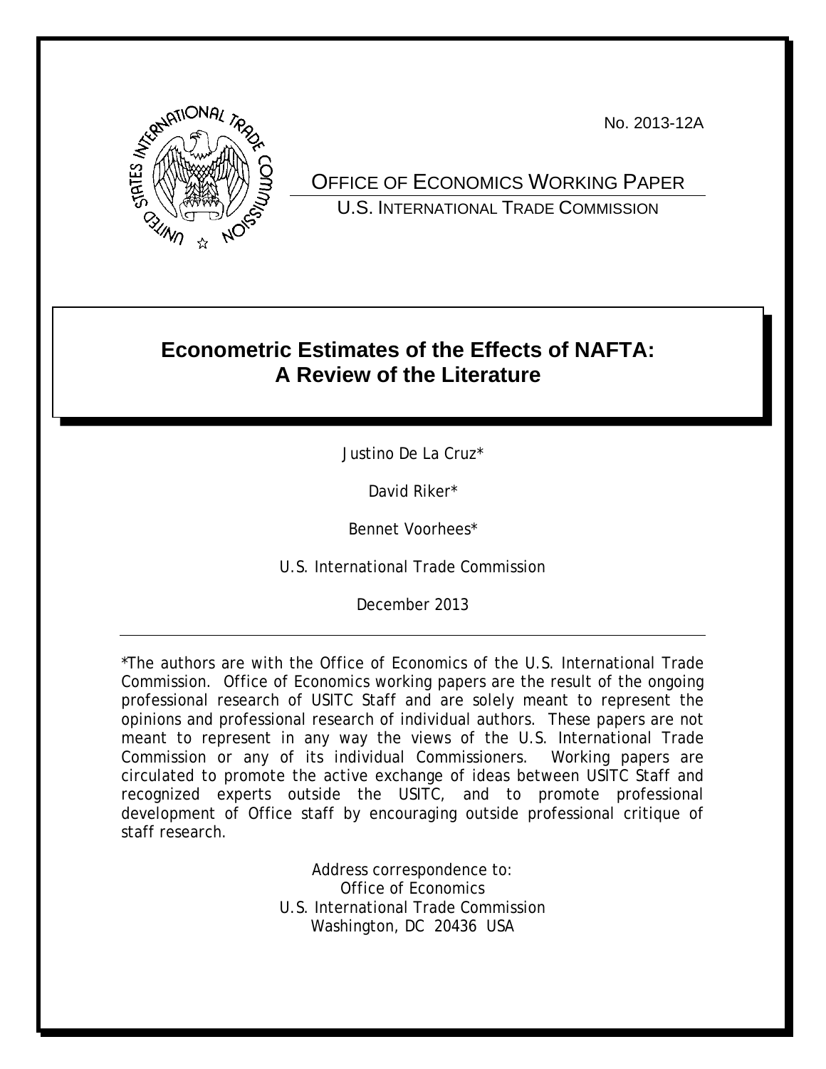No. 2013-12A

OFFICE OF ECONOMICS WORKING PAPER
U.S. INTERNATIONAL TRADE COMMISSION

# Econometric Estimates of the Effects of NAFTA: A Review of the Literature

Justino De La Cruz*

David Riker*

Bennet Voorhees*

U.S. International Trade Commission

December 2013

---

*The authors are with the Office of Economics of the U.S. International Trade Commission. Office of Economics working papers are the result of the ongoing professional research of USITC Staff and are solely meant to represent the opinions and professional research of individual authors. These papers are not meant to represent in any way the views of the U.S. International Trade Commission or any of its individual Commissioners. Working papers are circulated to promote the active exchange of ideas between USITC Staff and recognized experts outside the USITC, and to promote professional development of Office staff by encouraging outside professional critique of staff research.

Address correspondence to:
Office of Economics
U.S. International Trade Commission
Washington, DC 20436 USA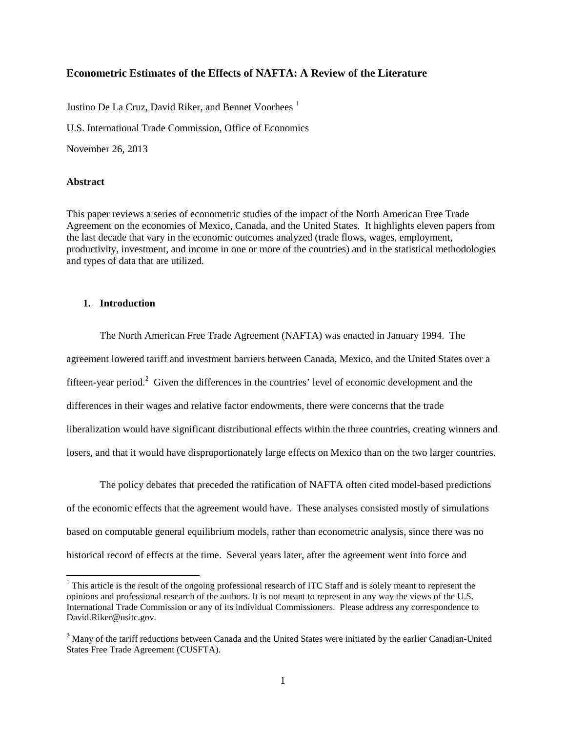**Econometric Estimates of the Effects of NAFTA: A Review of the Literature**

Justino De La Cruz, David Riker, and Bennet Voorhees [1]

U.S. International Trade Commission, Office of Economics

November 26, 2013

**Abstract**

This paper reviews a series of econometric studies of the impact of the North American Free Trade Agreement on the economies of Mexico, Canada, and the United States. It highlights eleven papers from the last decade that vary in the economic outcomes analyzed (trade flows, wages, employment, productivity, investment, and income in one or more of the countries) and in the statistical methodologies and types of data that are utilized.

## 1. Introduction

The North American Free Trade Agreement (NAFTA) was enacted in January 1994. The agreement lowered tariff and investment barriers between Canada, Mexico, and the United States over a fifteen-year period.[2] Given the differences in the countries' level of economic development and the differences in their wages and relative factor endowments, there were concerns that the trade liberalization would have significant distributional effects within the three countries, creating winners and losers, and that it would have disproportionately large effects on Mexico than on the two larger countries.

The policy debates that preceded the ratification of NAFTA often cited model-based predictions of the economic effects that the agreement would have. These analyses consisted mostly of simulations based on computable general equilibrium models, rather than econometric analysis, since there was no historical record of effects at the time. Several years later, after the agreement went into force and

[1] This article is the result of the ongoing professional research of ITC Staff and is solely meant to represent the opinions and professional research of the authors. It is not meant to represent in any way the views of the U.S. International Trade Commission or any of its individual Commissioners. Please address any correspondence to David.Riker@usitc.gov.

[2] Many of the tariff reductions between Canada and the United States were initiated by the earlier Canadian-United States Free Trade Agreement (CUSFTA).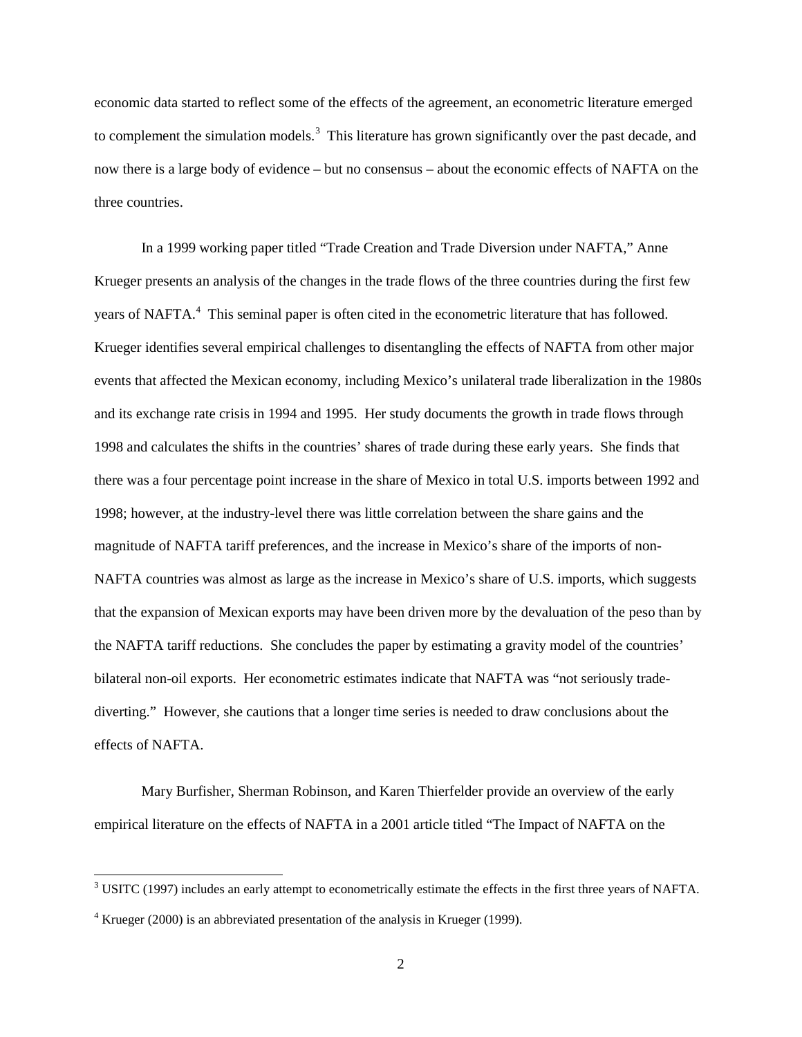economic data started to reflect some of the effects of the agreement, an econometric literature emerged to complement the simulation models.[3] This literature has grown significantly over the past decade, and now there is a large body of evidence – but no consensus – about the economic effects of NAFTA on the three countries.

In a 1999 working paper titled "Trade Creation and Trade Diversion under NAFTA," Anne Krueger presents an analysis of the changes in the trade flows of the three countries during the first few years of NAFTA.[4] This seminal paper is often cited in the econometric literature that has followed. Krueger identifies several empirical challenges to disentangling the effects of NAFTA from other major events that affected the Mexican economy, including Mexico's unilateral trade liberalization in the 1980s and its exchange rate crisis in 1994 and 1995. Her study documents the growth in trade flows through 1998 and calculates the shifts in the countries' shares of trade during these early years. She finds that there was a four percentage point increase in the share of Mexico in total U.S. imports between 1992 and 1998; however, at the industry-level there was little correlation between the share gains and the magnitude of NAFTA tariff preferences, and the increase in Mexico's share of the imports of non-NAFTA countries was almost as large as the increase in Mexico's share of U.S. imports, which suggests that the expansion of Mexican exports may have been driven more by the devaluation of the peso than by the NAFTA tariff reductions. She concludes the paper by estimating a gravity model of the countries' bilateral non-oil exports. Her econometric estimates indicate that NAFTA was "not seriously trade-diverting." However, she cautions that a longer time series is needed to draw conclusions about the effects of NAFTA.

Mary Burfisher, Sherman Robinson, and Karen Thierfelder provide an overview of the early empirical literature on the effects of NAFTA in a 2001 article titled "The Impact of NAFTA on the

---

[3] USITC (1997) includes an early attempt to econometrically estimate the effects in the first three years of NAFTA.

[4] Krueger (2000) is an abbreviated presentation of the analysis in Krueger (1999).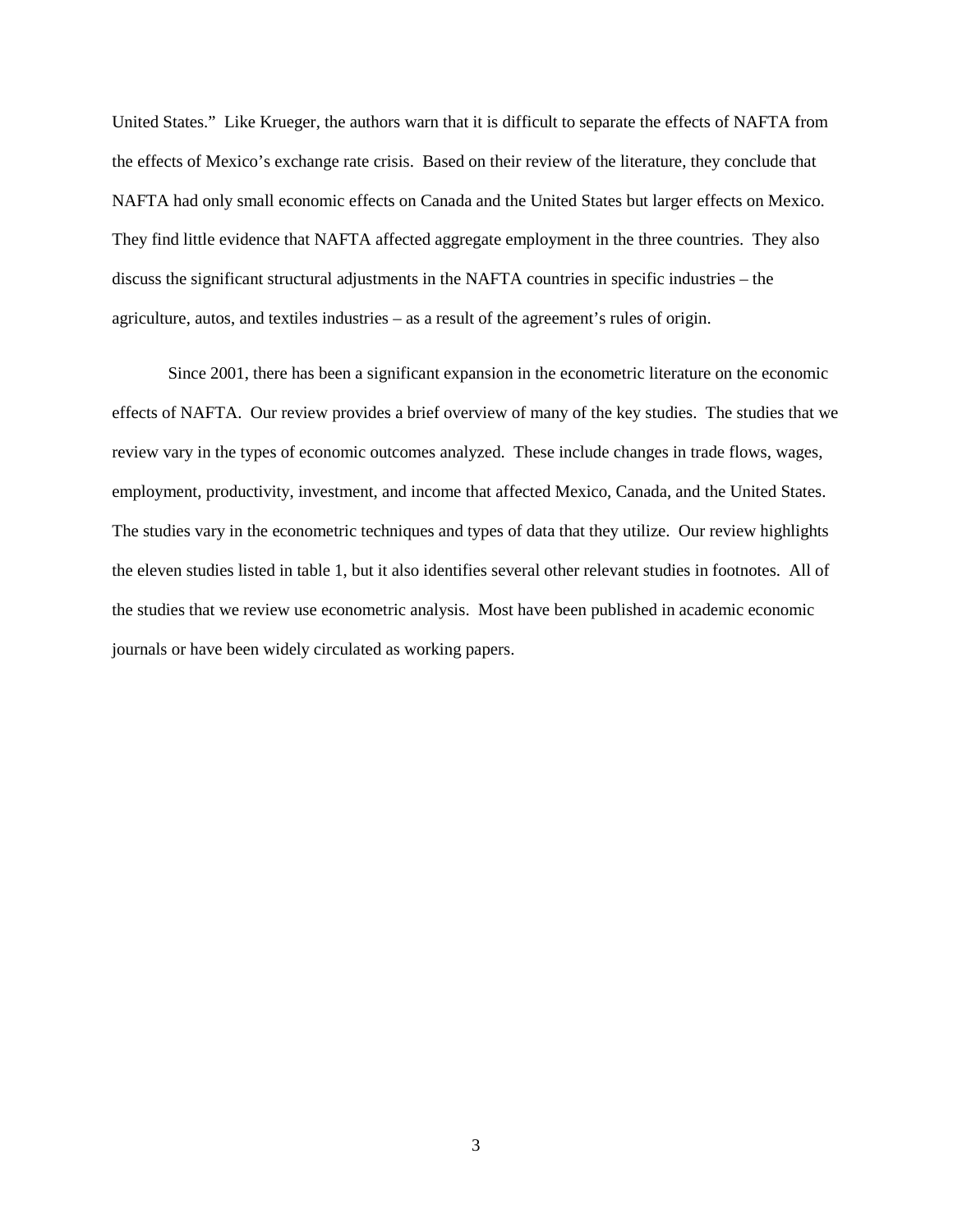United States." Like Krueger, the authors warn that it is difficult to separate the effects of NAFTA from the effects of Mexico's exchange rate crisis. Based on their review of the literature, they conclude that NAFTA had only small economic effects on Canada and the United States but larger effects on Mexico. They find little evidence that NAFTA affected aggregate employment in the three countries. They also discuss the significant structural adjustments in the NAFTA countries in specific industries – the agriculture, autos, and textiles industries – as a result of the agreement's rules of origin.

Since 2001, there has been a significant expansion in the econometric literature on the economic effects of NAFTA. Our review provides a brief overview of many of the key studies. The studies that we review vary in the types of economic outcomes analyzed. These include changes in trade flows, wages, employment, productivity, investment, and income that affected Mexico, Canada, and the United States. The studies vary in the econometric techniques and types of data that they utilize. Our review highlights the eleven studies listed in table 1, but it also identifies several other relevant studies in footnotes. All of the studies that we review use econometric analysis. Most have been published in academic economic journals or have been widely circulated as working papers.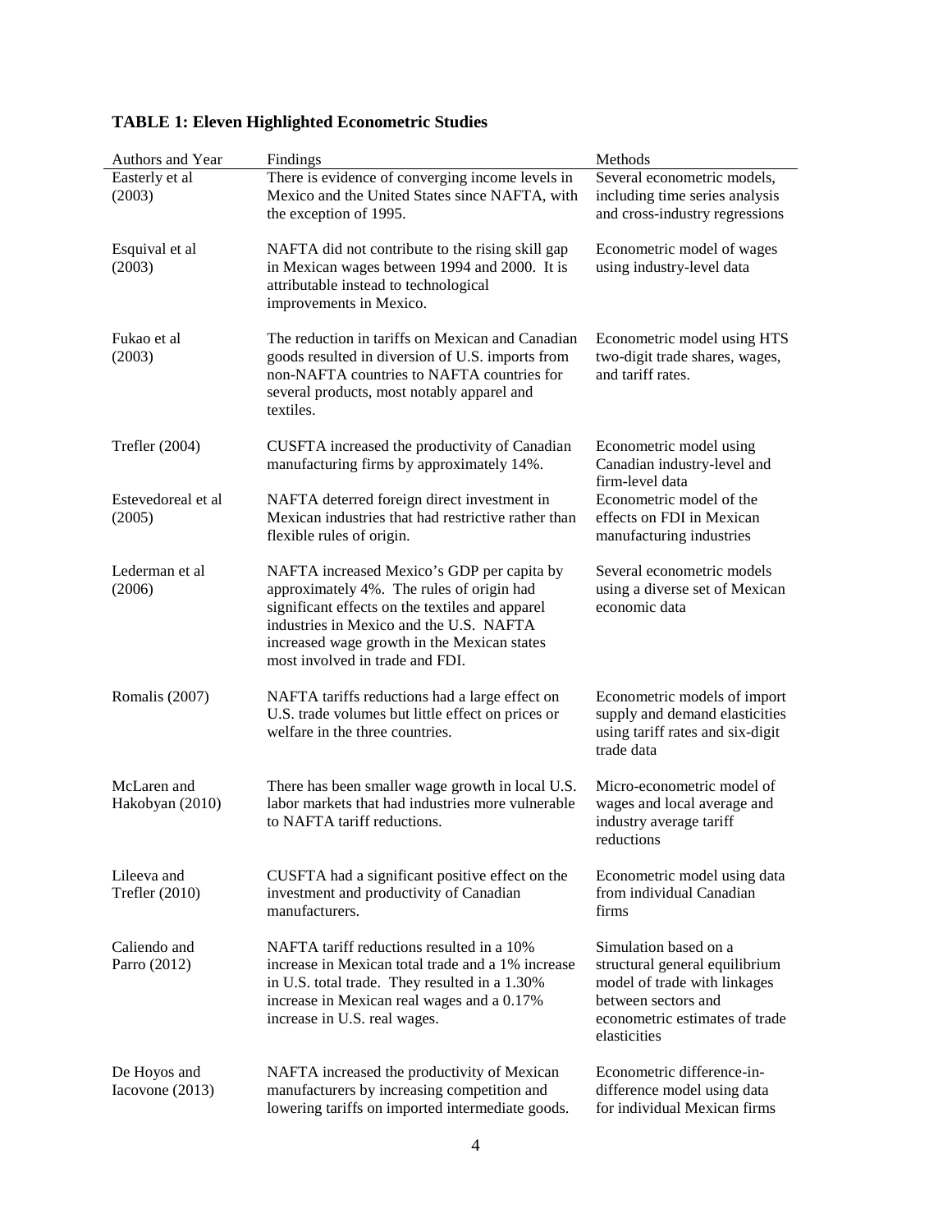**TABLE 1: Eleven Highlighted Econometric Studies**

| Authors and Year | Findings | Methods |
|---|---|---|
| Easterly et al (2003) | There is evidence of converging income levels in Mexico and the United States since NAFTA, with the exception of 1995. | Several econometric models, including time series analysis and cross-industry regressions |
| Esquival et al (2003) | NAFTA did not contribute to the rising skill gap in Mexican wages between 1994 and 2000. It is attributable instead to technological improvements in Mexico. | Econometric model of wages using industry-level data |
| Fukao et al (2003) | The reduction in tariffs on Mexican and Canadian goods resulted in diversion of U.S. imports from non-NAFTA countries to NAFTA countries for several products, most notably apparel and textiles. | Econometric model using HTS two-digit trade shares, wages, and tariff rates. |
| Trefler (2004) | CUSFTA increased the productivity of Canadian manufacturing firms by approximately 14%. | Econometric model using Canadian industry-level and firm-level data |
| Estevedoreal et al (2005) | NAFTA deterred foreign direct investment in Mexican industries that had restrictive rather than flexible rules of origin. | Econometric model of the effects on FDI in Mexican manufacturing industries |
| Lederman et al (2006) | NAFTA increased Mexico's GDP per capita by approximately 4%. The rules of origin had significant effects on the textiles and apparel industries in Mexico and the U.S. NAFTA increased wage growth in the Mexican states most involved in trade and FDI. | Several econometric models using a diverse set of Mexican economic data |
| Romalis (2007) | NAFTA tariffs reductions had a large effect on U.S. trade volumes but little effect on prices or welfare in the three countries. | Econometric models of import supply and demand elasticities using tariff rates and six-digit trade data |
| McLaren and Hakobyan (2010) | There has been smaller wage growth in local U.S. labor markets that had industries more vulnerable to NAFTA tariff reductions. | Micro-econometric model of wages and local average and industry average tariff reductions |
| Lileeva and Trefler (2010) | CUSFTA had a significant positive effect on the investment and productivity of Canadian manufacturers. | Econometric model using data from individual Canadian firms |
| Caliendo and Parro (2012) | NAFTA tariff reductions resulted in a 10% increase in Mexican total trade and a 1% increase in U.S. total trade. They resulted in a 1.30% increase in Mexican real wages and a 0.17% increase in U.S. real wages. | Simulation based on a structural general equilibrium model of trade with linkages between sectors and econometric estimates of trade elasticities |
| De Hoyos and Iacovone (2013) | NAFTA increased the productivity of Mexican manufacturers by increasing competition and lowering tariffs on imported intermediate goods. | Econometric difference-in-difference model using data for individual Mexican firms |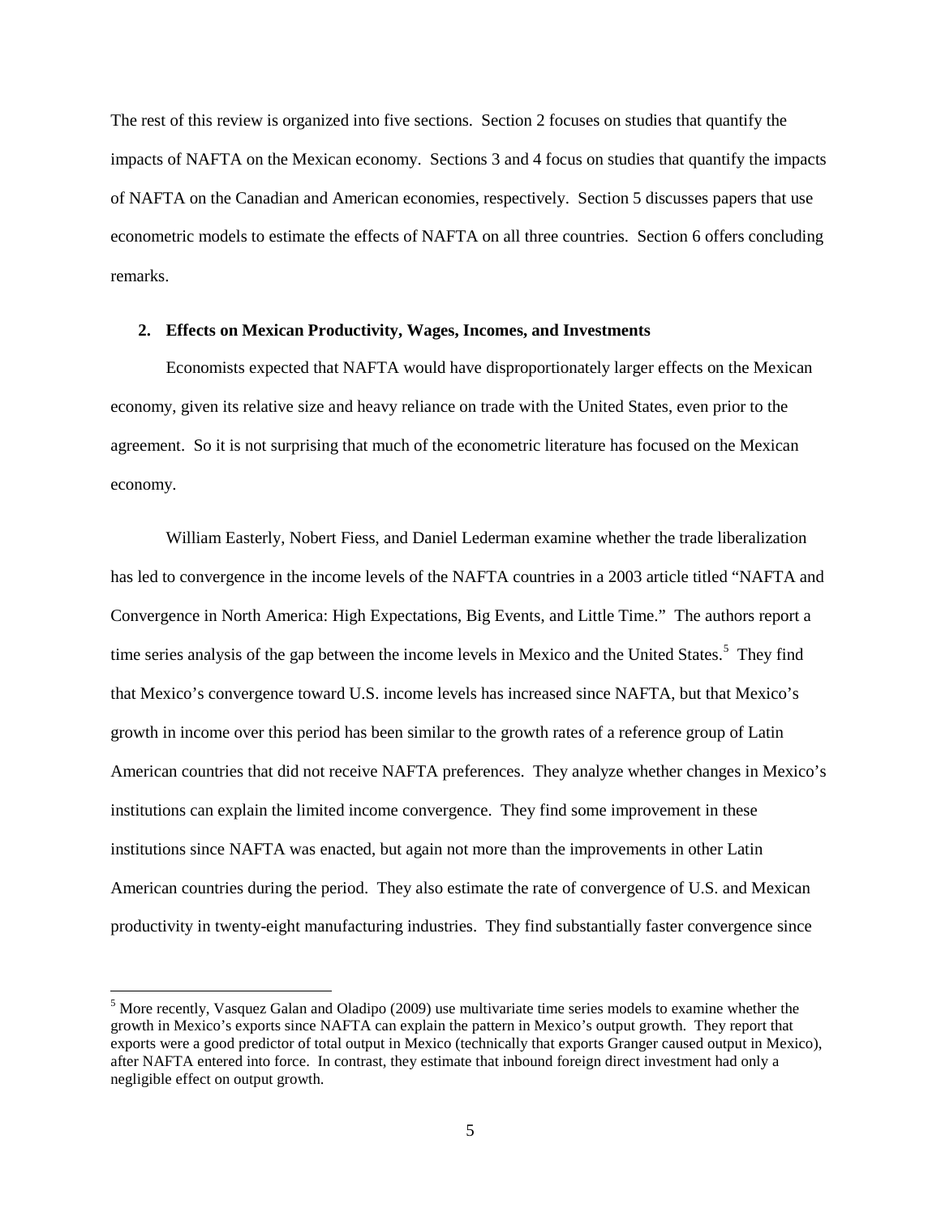The rest of this review is organized into five sections. Section 2 focuses on studies that quantify the impacts of NAFTA on the Mexican economy. Sections 3 and 4 focus on studies that quantify the impacts of NAFTA on the Canadian and American economies, respectively. Section 5 discusses papers that use econometric models to estimate the effects of NAFTA on all three countries. Section 6 offers concluding remarks.

## 2. Effects on Mexican Productivity, Wages, Incomes, and Investments

Economists expected that NAFTA would have disproportionately larger effects on the Mexican economy, given its relative size and heavy reliance on trade with the United States, even prior to the agreement. So it is not surprising that much of the econometric literature has focused on the Mexican economy.

William Easterly, Nobert Fiess, and Daniel Lederman examine whether the trade liberalization has led to convergence in the income levels of the NAFTA countries in a 2003 article titled "NAFTA and Convergence in North America: High Expectations, Big Events, and Little Time." The authors report a time series analysis of the gap between the income levels in Mexico and the United States.[5] They find that Mexico's convergence toward U.S. income levels has increased since NAFTA, but that Mexico's growth in income over this period has been similar to the growth rates of a reference group of Latin American countries that did not receive NAFTA preferences. They analyze whether changes in Mexico's institutions can explain the limited income convergence. They find some improvement in these institutions since NAFTA was enacted, but again not more than the improvements in other Latin American countries during the period. They also estimate the rate of convergence of U.S. and Mexican productivity in twenty-eight manufacturing industries. They find substantially faster convergence since

[5] More recently, Vasquez Galan and Oladipo (2009) use multivariate time series models to examine whether the growth in Mexico's exports since NAFTA can explain the pattern in Mexico's output growth. They report that exports were a good predictor of total output in Mexico (technically that exports Granger caused output in Mexico), after NAFTA entered into force. In contrast, they estimate that inbound foreign direct investment had only a negligible effect on output growth.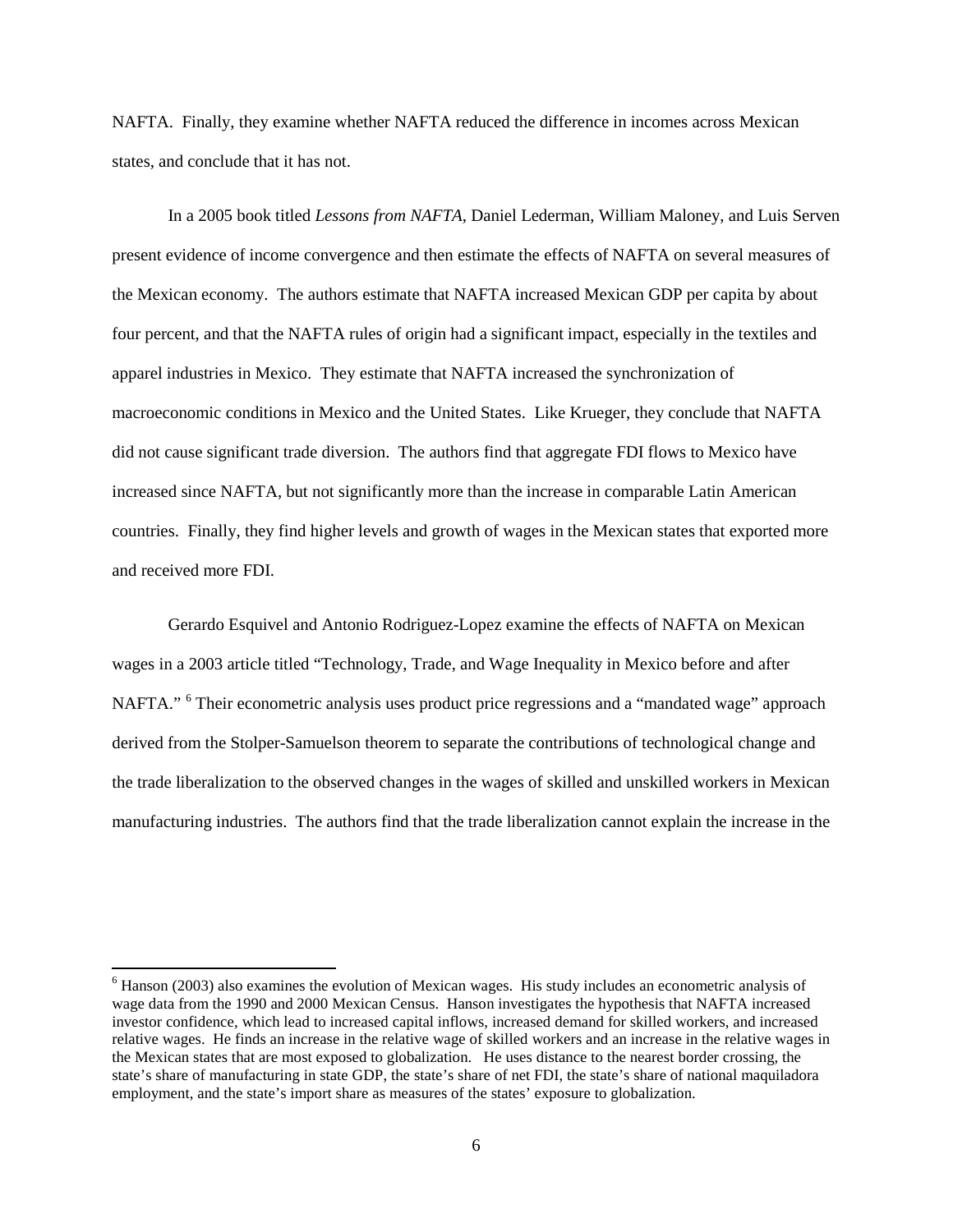NAFTA. Finally, they examine whether NAFTA reduced the difference in incomes across Mexican states, and conclude that it has not.

In a 2005 book titled *Lessons from NAFTA*, Daniel Lederman, William Maloney, and Luis Serven present evidence of income convergence and then estimate the effects of NAFTA on several measures of the Mexican economy. The authors estimate that NAFTA increased Mexican GDP per capita by about four percent, and that the NAFTA rules of origin had a significant impact, especially in the textiles and apparel industries in Mexico. They estimate that NAFTA increased the synchronization of macroeconomic conditions in Mexico and the United States. Like Krueger, they conclude that NAFTA did not cause significant trade diversion. The authors find that aggregate FDI flows to Mexico have increased since NAFTA, but not significantly more than the increase in comparable Latin American countries. Finally, they find higher levels and growth of wages in the Mexican states that exported more and received more FDI.

Gerardo Esquivel and Antonio Rodriguez-Lopez examine the effects of NAFTA on Mexican wages in a 2003 article titled "Technology, Trade, and Wage Inequality in Mexico before and after NAFTA." [6] Their econometric analysis uses product price regressions and a "mandated wage" approach derived from the Stolper-Samuelson theorem to separate the contributions of technological change and the trade liberalization to the observed changes in the wages of skilled and unskilled workers in Mexican manufacturing industries. The authors find that the trade liberalization cannot explain the increase in the

[6] Hanson (2003) also examines the evolution of Mexican wages. His study includes an econometric analysis of wage data from the 1990 and 2000 Mexican Census. Hanson investigates the hypothesis that NAFTA increased investor confidence, which lead to increased capital inflows, increased demand for skilled workers, and increased relative wages. He finds an increase in the relative wage of skilled workers and an increase in the relative wages in the Mexican states that are most exposed to globalization. He uses distance to the nearest border crossing, the state's share of manufacturing in state GDP, the state's share of net FDI, the state's share of national maquiladora employment, and the state's import share as measures of the states' exposure to globalization.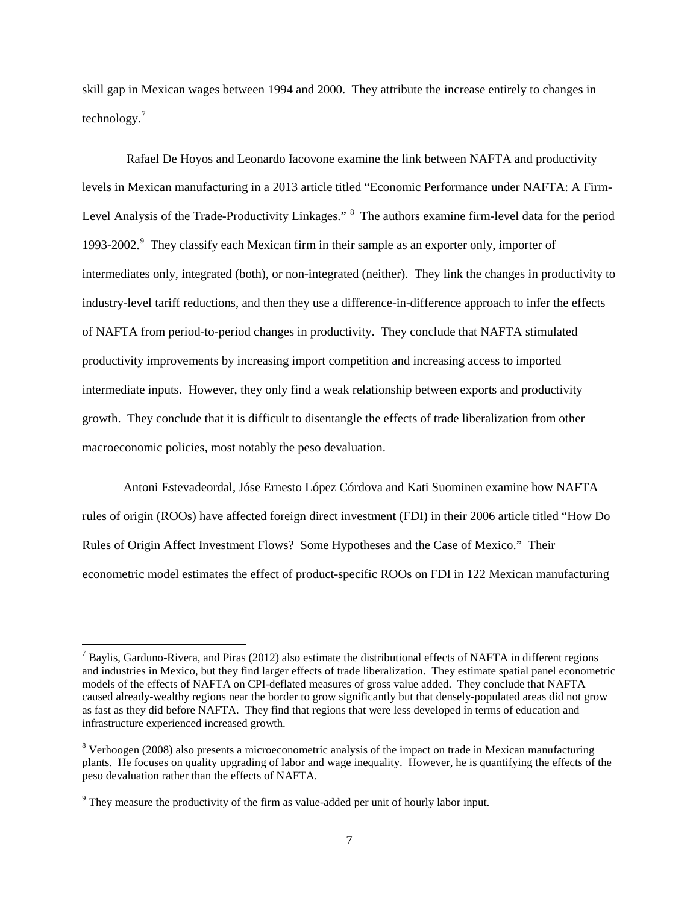skill gap in Mexican wages between 1994 and 2000. They attribute the increase entirely to changes in technology.[7]

Rafael De Hoyos and Leonardo Iacovone examine the link between NAFTA and productivity levels in Mexican manufacturing in a 2013 article titled "Economic Performance under NAFTA: A Firm-Level Analysis of the Trade-Productivity Linkages." [8] The authors examine firm-level data for the period 1993-2002.[9] They classify each Mexican firm in their sample as an exporter only, importer of intermediates only, integrated (both), or non-integrated (neither). They link the changes in productivity to industry-level tariff reductions, and then they use a difference-in-difference approach to infer the effects of NAFTA from period-to-period changes in productivity. They conclude that NAFTA stimulated productivity improvements by increasing import competition and increasing access to imported intermediate inputs. However, they only find a weak relationship between exports and productivity growth. They conclude that it is difficult to disentangle the effects of trade liberalization from other macroeconomic policies, most notably the peso devaluation.

Antoni Estevadeordal, Jóse Ernesto López Córdova and Kati Suominen examine how NAFTA rules of origin (ROOs) have affected foreign direct investment (FDI) in their 2006 article titled "How Do Rules of Origin Affect Investment Flows? Some Hypotheses and the Case of Mexico." Their econometric model estimates the effect of product-specific ROOs on FDI in 122 Mexican manufacturing

---

[7] Baylis, Garduno-Rivera, and Piras (2012) also estimate the distributional effects of NAFTA in different regions and industries in Mexico, but they find larger effects of trade liberalization. They estimate spatial panel econometric models of the effects of NAFTA on CPI-deflated measures of gross value added. They conclude that NAFTA caused already-wealthy regions near the border to grow significantly but that densely-populated areas did not grow as fast as they did before NAFTA. They find that regions that were less developed in terms of education and infrastructure experienced increased growth.

[8] Verhoogen (2008) also presents a microeconometric analysis of the impact on trade in Mexican manufacturing plants. He focuses on quality upgrading of labor and wage inequality. However, he is quantifying the effects of the peso devaluation rather than the effects of NAFTA.

[9] They measure the productivity of the firm as value-added per unit of hourly labor input.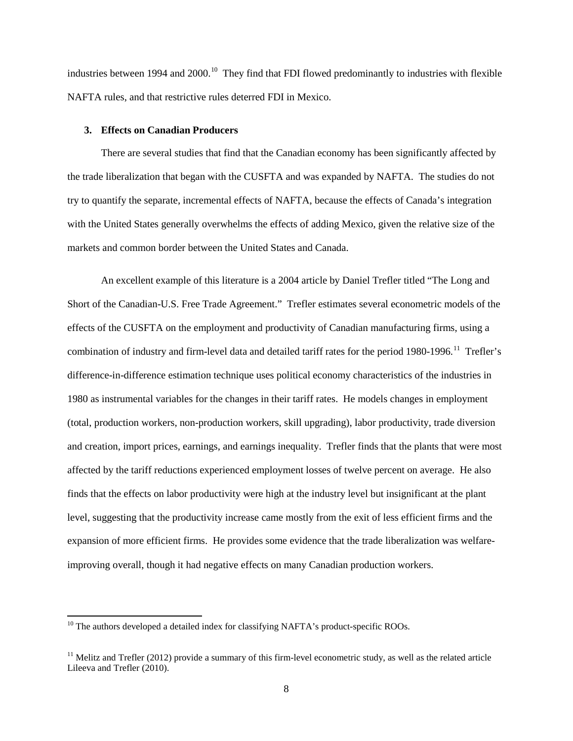industries between 1994 and 2000.[10] They find that FDI flowed predominantly to industries with flexible NAFTA rules, and that restrictive rules deterred FDI in Mexico.

### 3. Effects on Canadian Producers

There are several studies that find that the Canadian economy has been significantly affected by the trade liberalization that began with the CUSFTA and was expanded by NAFTA. The studies do not try to quantify the separate, incremental effects of NAFTA, because the effects of Canada's integration with the United States generally overwhelms the effects of adding Mexico, given the relative size of the markets and common border between the United States and Canada.

An excellent example of this literature is a 2004 article by Daniel Trefler titled "The Long and Short of the Canadian-U.S. Free Trade Agreement." Trefler estimates several econometric models of the effects of the CUSFTA on the employment and productivity of Canadian manufacturing firms, using a combination of industry and firm-level data and detailed tariff rates for the period 1980-1996.[11] Trefler's difference-in-difference estimation technique uses political economy characteristics of the industries in 1980 as instrumental variables for the changes in their tariff rates. He models changes in employment (total, production workers, non-production workers, skill upgrading), labor productivity, trade diversion and creation, import prices, earnings, and earnings inequality. Trefler finds that the plants that were most affected by the tariff reductions experienced employment losses of twelve percent on average. He also finds that the effects on labor productivity were high at the industry level but insignificant at the plant level, suggesting that the productivity increase came mostly from the exit of less efficient firms and the expansion of more efficient firms. He provides some evidence that the trade liberalization was welfare-improving overall, though it had negative effects on many Canadian production workers.

---

[10] The authors developed a detailed index for classifying NAFTA's product-specific ROOs.

[11] Melitz and Trefler (2012) provide a summary of this firm-level econometric study, as well as the related article Lileeva and Trefler (2010).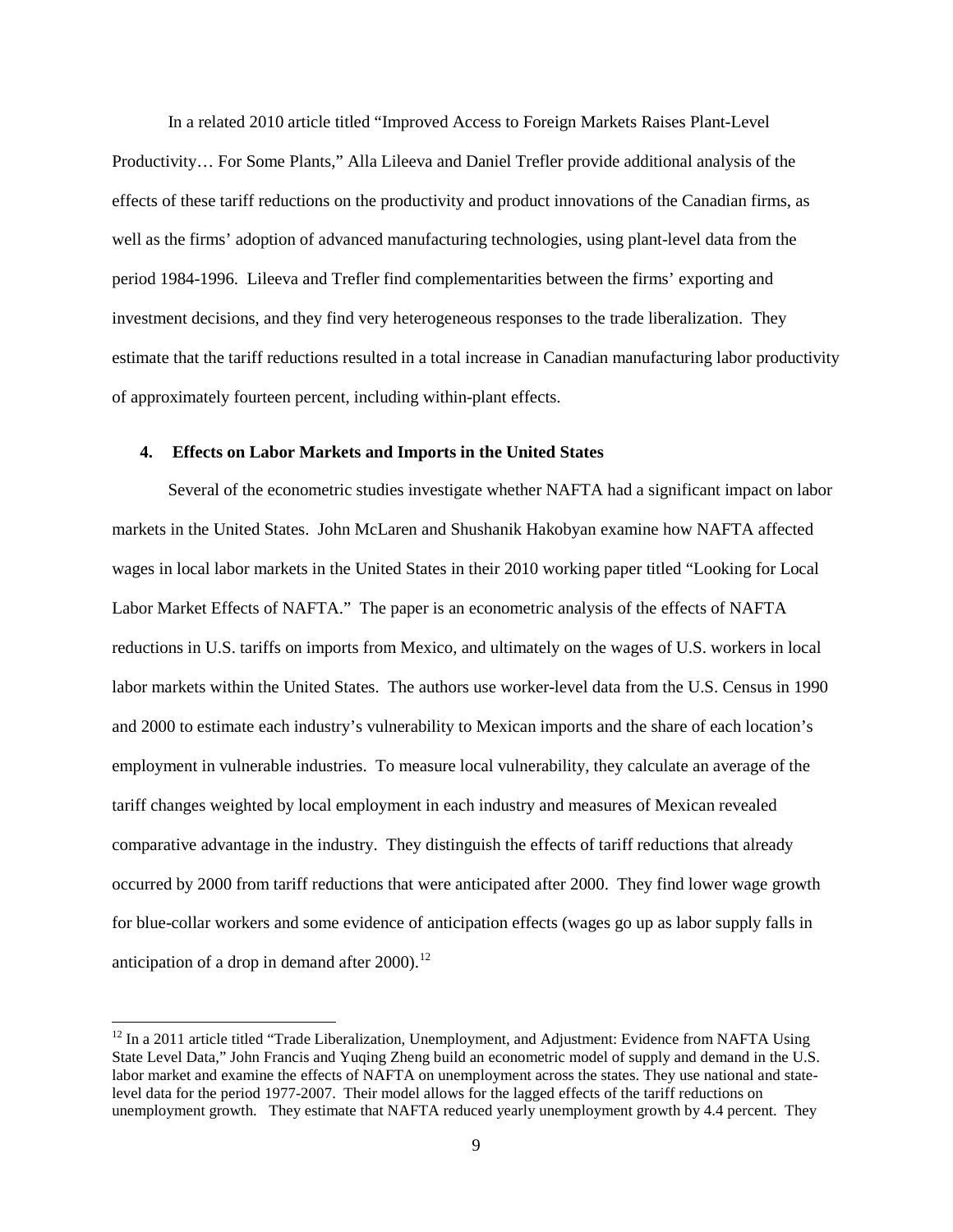In a related 2010 article titled "Improved Access to Foreign Markets Raises Plant-Level Productivity… For Some Plants," Alla Lileeva and Daniel Trefler provide additional analysis of the effects of these tariff reductions on the productivity and product innovations of the Canadian firms, as well as the firms' adoption of advanced manufacturing technologies, using plant-level data from the period 1984-1996. Lileeva and Trefler find complementarities between the firms' exporting and investment decisions, and they find very heterogeneous responses to the trade liberalization. They estimate that the tariff reductions resulted in a total increase in Canadian manufacturing labor productivity of approximately fourteen percent, including within-plant effects.

## 4. Effects on Labor Markets and Imports in the United States

Several of the econometric studies investigate whether NAFTA had a significant impact on labor markets in the United States. John McLaren and Shushanik Hakobyan examine how NAFTA affected wages in local labor markets in the United States in their 2010 working paper titled "Looking for Local Labor Market Effects of NAFTA." The paper is an econometric analysis of the effects of NAFTA reductions in U.S. tariffs on imports from Mexico, and ultimately on the wages of U.S. workers in local labor markets within the United States. The authors use worker-level data from the U.S. Census in 1990 and 2000 to estimate each industry's vulnerability to Mexican imports and the share of each location's employment in vulnerable industries. To measure local vulnerability, they calculate an average of the tariff changes weighted by local employment in each industry and measures of Mexican revealed comparative advantage in the industry. They distinguish the effects of tariff reductions that already occurred by 2000 from tariff reductions that were anticipated after 2000. They find lower wage growth for blue-collar workers and some evidence of anticipation effects (wages go up as labor supply falls in anticipation of a drop in demand after 2000).[12]

---

[12] In a 2011 article titled "Trade Liberalization, Unemployment, and Adjustment: Evidence from NAFTA Using State Level Data," John Francis and Yuqing Zheng build an econometric model of supply and demand in the U.S. labor market and examine the effects of NAFTA on unemployment across the states. They use national and state-level data for the period 1977-2007. Their model allows for the lagged effects of the tariff reductions on unemployment growth. They estimate that NAFTA reduced yearly unemployment growth by 4.4 percent. They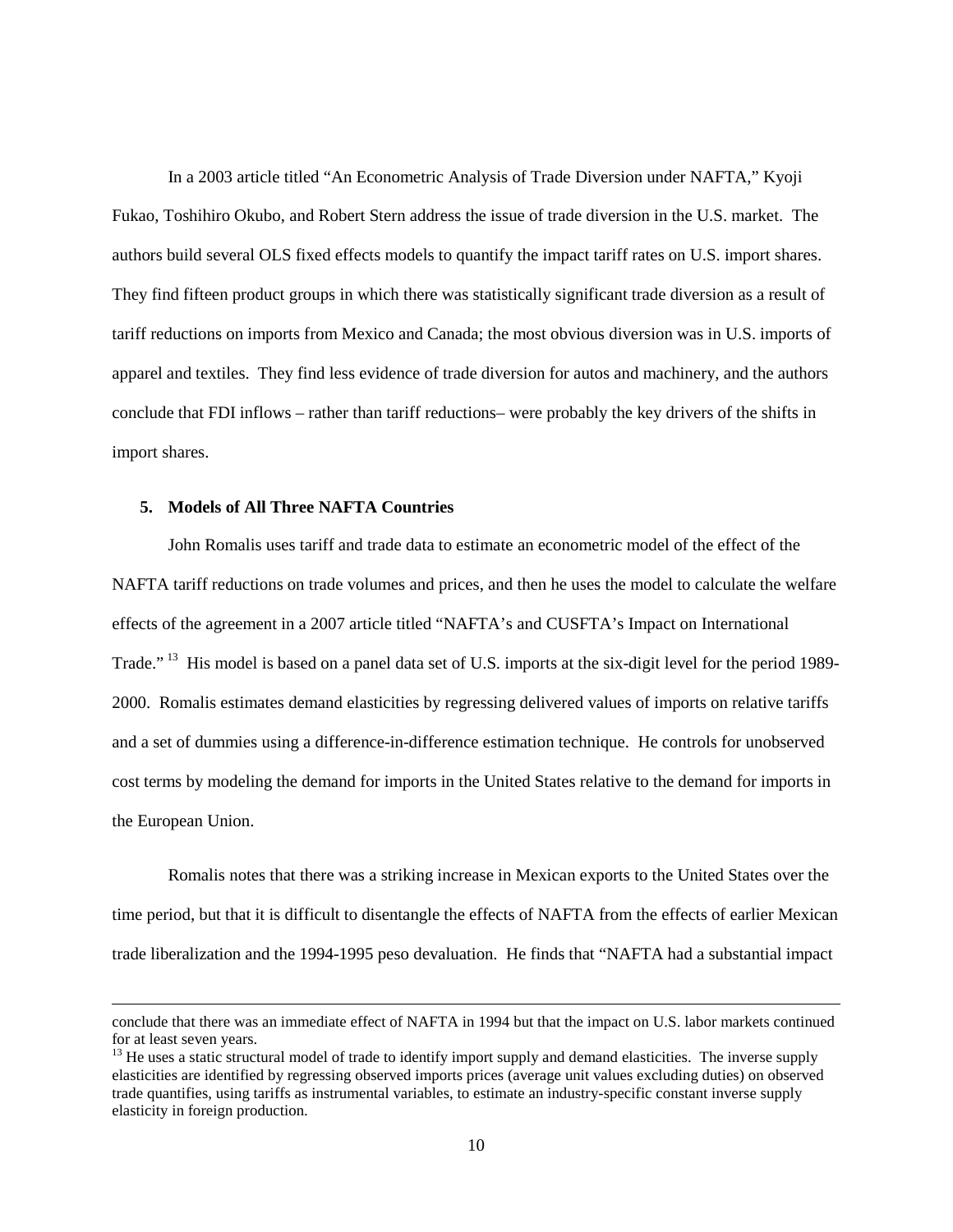In a 2003 article titled "An Econometric Analysis of Trade Diversion under NAFTA," Kyoji Fukao, Toshihiro Okubo, and Robert Stern address the issue of trade diversion in the U.S. market. The authors build several OLS fixed effects models to quantify the impact tariff rates on U.S. import shares. They find fifteen product groups in which there was statistically significant trade diversion as a result of tariff reductions on imports from Mexico and Canada; the most obvious diversion was in U.S. imports of apparel and textiles. They find less evidence of trade diversion for autos and machinery, and the authors conclude that FDI inflows – rather than tariff reductions– were probably the key drivers of the shifts in import shares.

## 5. Models of All Three NAFTA Countries

John Romalis uses tariff and trade data to estimate an econometric model of the effect of the NAFTA tariff reductions on trade volumes and prices, and then he uses the model to calculate the welfare effects of the agreement in a 2007 article titled "NAFTA's and CUSFTA's Impact on International Trade."[13] His model is based on a panel data set of U.S. imports at the six-digit level for the period 1989-2000. Romalis estimates demand elasticities by regressing delivered values of imports on relative tariffs and a set of dummies using a difference-in-difference estimation technique. He controls for unobserved cost terms by modeling the demand for imports in the United States relative to the demand for imports in the European Union.

Romalis notes that there was a striking increase in Mexican exports to the United States over the time period, but that it is difficult to disentangle the effects of NAFTA from the effects of earlier Mexican trade liberalization and the 1994-1995 peso devaluation. He finds that "NAFTA had a substantial impact

---

conclude that there was an immediate effect of NAFTA in 1994 but that the impact on U.S. labor markets continued for at least seven years.

[13] He uses a static structural model of trade to identify import supply and demand elasticities. The inverse supply elasticities are identified by regressing observed imports prices (average unit values excluding duties) on observed trade quantifies, using tariffs as instrumental variables, to estimate an industry-specific constant inverse supply elasticity in foreign production.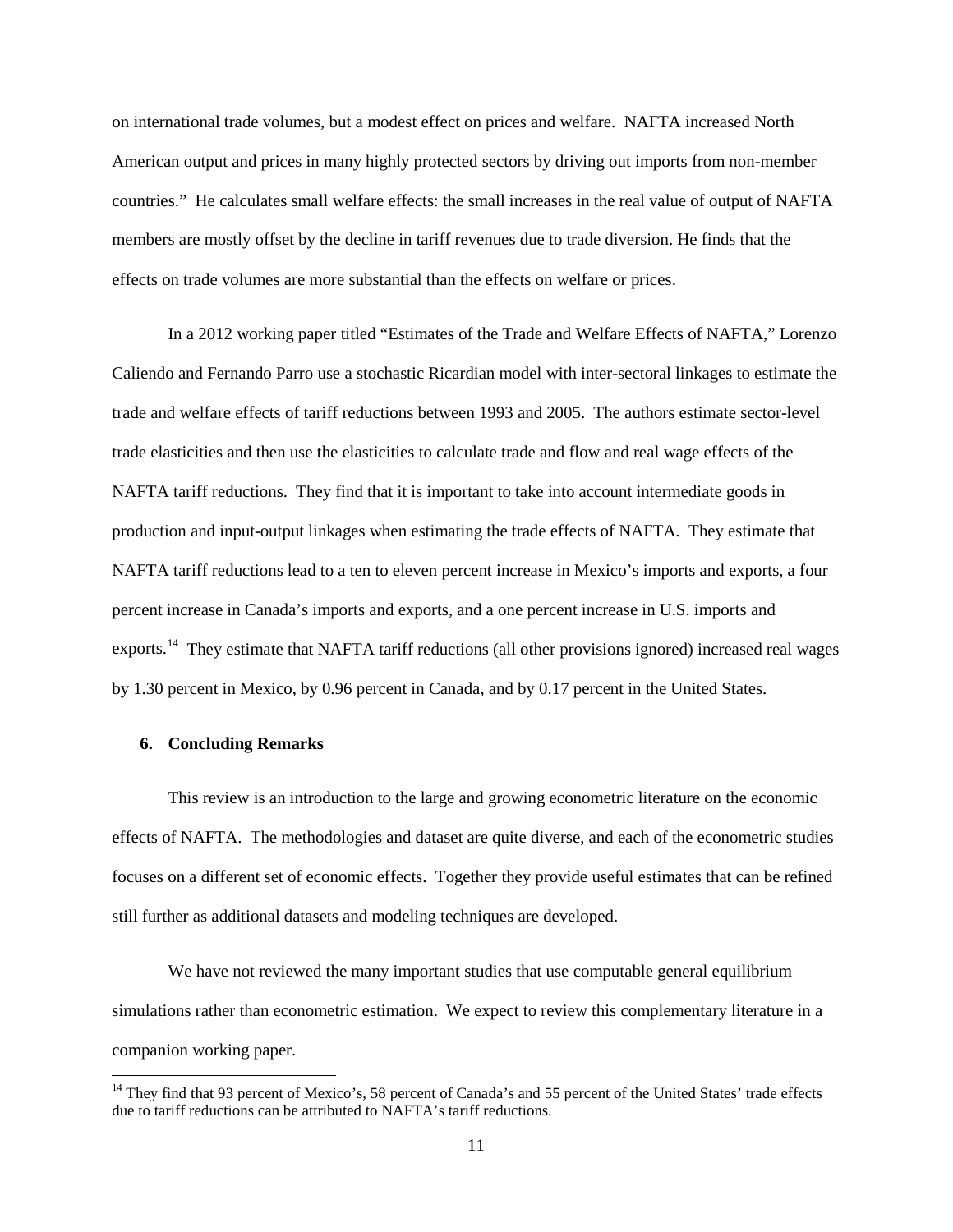on international trade volumes, but a modest effect on prices and welfare. NAFTA increased North American output and prices in many highly protected sectors by driving out imports from non-member countries." He calculates small welfare effects: the small increases in the real value of output of NAFTA members are mostly offset by the decline in tariff revenues due to trade diversion. He finds that the effects on trade volumes are more substantial than the effects on welfare or prices.

In a 2012 working paper titled "Estimates of the Trade and Welfare Effects of NAFTA," Lorenzo Caliendo and Fernando Parro use a stochastic Ricardian model with inter-sectoral linkages to estimate the trade and welfare effects of tariff reductions between 1993 and 2005. The authors estimate sector-level trade elasticities and then use the elasticities to calculate trade and flow and real wage effects of the NAFTA tariff reductions. They find that it is important to take into account intermediate goods in production and input-output linkages when estimating the trade effects of NAFTA. They estimate that NAFTA tariff reductions lead to a ten to eleven percent increase in Mexico's imports and exports, a four percent increase in Canada's imports and exports, and a one percent increase in U.S. imports and exports.[14] They estimate that NAFTA tariff reductions (all other provisions ignored) increased real wages by 1.30 percent in Mexico, by 0.96 percent in Canada, and by 0.17 percent in the United States.

## 6. Concluding Remarks

This review is an introduction to the large and growing econometric literature on the economic effects of NAFTA. The methodologies and dataset are quite diverse, and each of the econometric studies focuses on a different set of economic effects. Together they provide useful estimates that can be refined still further as additional datasets and modeling techniques are developed.

We have not reviewed the many important studies that use computable general equilibrium simulations rather than econometric estimation. We expect to review this complementary literature in a companion working paper.

[14] They find that 93 percent of Mexico's, 58 percent of Canada's and 55 percent of the United States' trade effects due to tariff reductions can be attributed to NAFTA's tariff reductions.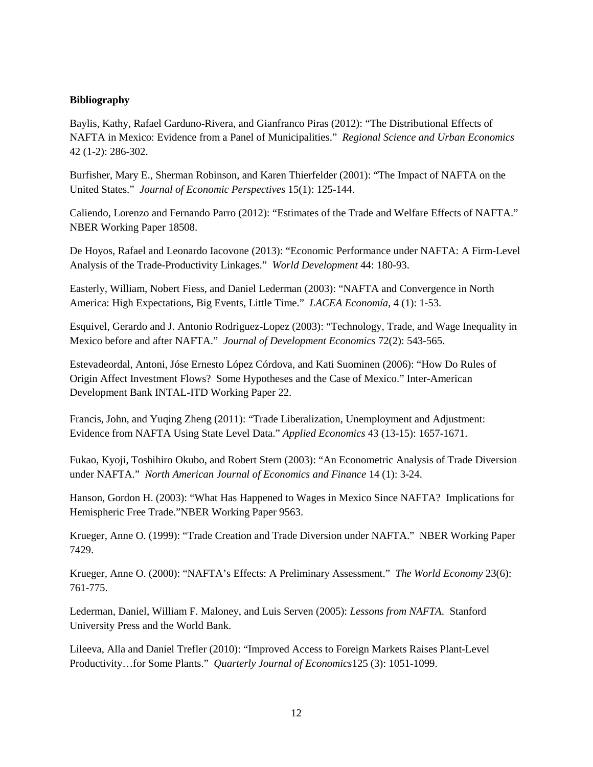**Bibliography**

Baylis, Kathy, Rafael Garduno-Rivera, and Gianfranco Piras (2012): "The Distributional Effects of NAFTA in Mexico: Evidence from a Panel of Municipalities." *Regional Science and Urban Economics* 42 (1-2): 286-302.

Burfisher, Mary E., Sherman Robinson, and Karen Thierfelder (2001): "The Impact of NAFTA on the United States." *Journal of Economic Perspectives* 15(1): 125-144.

Caliendo, Lorenzo and Fernando Parro (2012): "Estimates of the Trade and Welfare Effects of NAFTA." NBER Working Paper 18508.

De Hoyos, Rafael and Leonardo Iacovone (2013): "Economic Performance under NAFTA: A Firm-Level Analysis of the Trade-Productivity Linkages." *World Development* 44: 180-93.

Easterly, William, Nobert Fiess, and Daniel Lederman (2003): "NAFTA and Convergence in North America: High Expectations, Big Events, Little Time." *LACEA Economía*, 4 (1): 1-53.

Esquivel, Gerardo and J. Antonio Rodriguez-Lopez (2003): "Technology, Trade, and Wage Inequality in Mexico before and after NAFTA." *Journal of Development Economics* 72(2): 543-565.

Estevadeordal, Antoni, Jóse Ernesto López Córdova, and Kati Suominen (2006): "How Do Rules of Origin Affect Investment Flows? Some Hypotheses and the Case of Mexico." Inter-American Development Bank INTAL-ITD Working Paper 22.

Francis, John, and Yuqing Zheng (2011): "Trade Liberalization, Unemployment and Adjustment: Evidence from NAFTA Using State Level Data." *Applied Economics* 43 (13-15): 1657-1671.

Fukao, Kyoji, Toshihiro Okubo, and Robert Stern (2003): "An Econometric Analysis of Trade Diversion under NAFTA." *North American Journal of Economics and Finance* 14 (1): 3-24.

Hanson, Gordon H. (2003): "What Has Happened to Wages in Mexico Since NAFTA? Implications for Hemispheric Free Trade."NBER Working Paper 9563.

Krueger, Anne O. (1999): "Trade Creation and Trade Diversion under NAFTA." NBER Working Paper 7429.

Krueger, Anne O. (2000): "NAFTA's Effects: A Preliminary Assessment." *The World Economy* 23(6): 761-775.

Lederman, Daniel, William F. Maloney, and Luis Serven (2005): *Lessons from NAFTA.* Stanford University Press and the World Bank.

Lileeva, Alla and Daniel Trefler (2010): "Improved Access to Foreign Markets Raises Plant-Level Productivity…for Some Plants." *Quarterly Journal of Economics*125 (3): 1051-1099.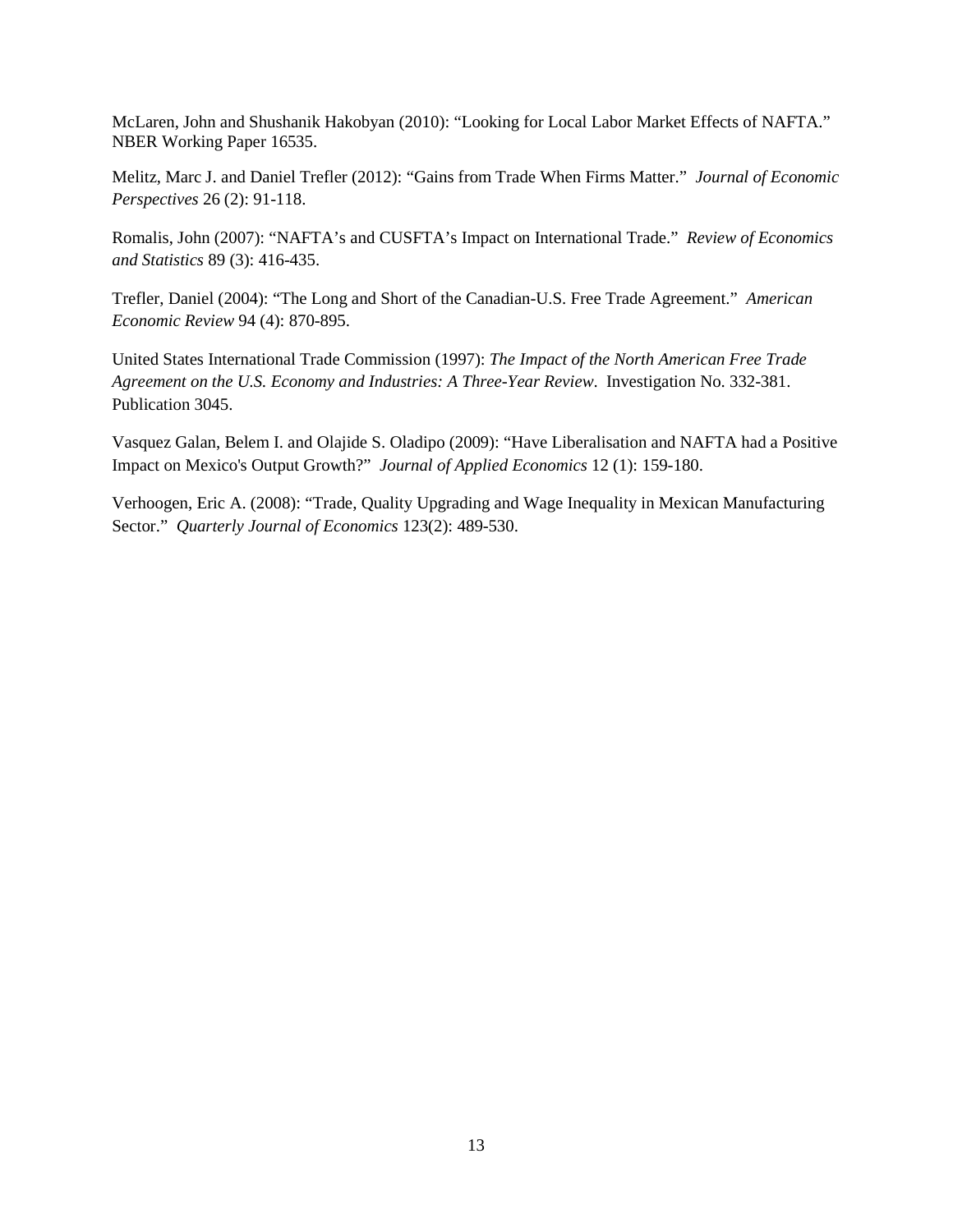McLaren, John and Shushanik Hakobyan (2010): "Looking for Local Labor Market Effects of NAFTA." NBER Working Paper 16535.

Melitz, Marc J. and Daniel Trefler (2012): "Gains from Trade When Firms Matter." *Journal of Economic Perspectives* 26 (2): 91-118.

Romalis, John (2007): "NAFTA's and CUSFTA's Impact on International Trade." *Review of Economics and Statistics* 89 (3): 416-435.

Trefler, Daniel (2004): "The Long and Short of the Canadian-U.S. Free Trade Agreement." *American Economic Review* 94 (4): 870-895.

United States International Trade Commission (1997): *The Impact of the North American Free Trade Agreement on the U.S. Economy and Industries: A Three-Year Review*. Investigation No. 332-381. Publication 3045.

Vasquez Galan, Belem I. and Olajide S. Oladipo (2009): "Have Liberalisation and NAFTA had a Positive Impact on Mexico's Output Growth?" *Journal of Applied Economics* 12 (1): 159-180.

Verhoogen, Eric A. (2008): "Trade, Quality Upgrading and Wage Inequality in Mexican Manufacturing Sector." *Quarterly Journal of Economics* 123(2): 489-530.